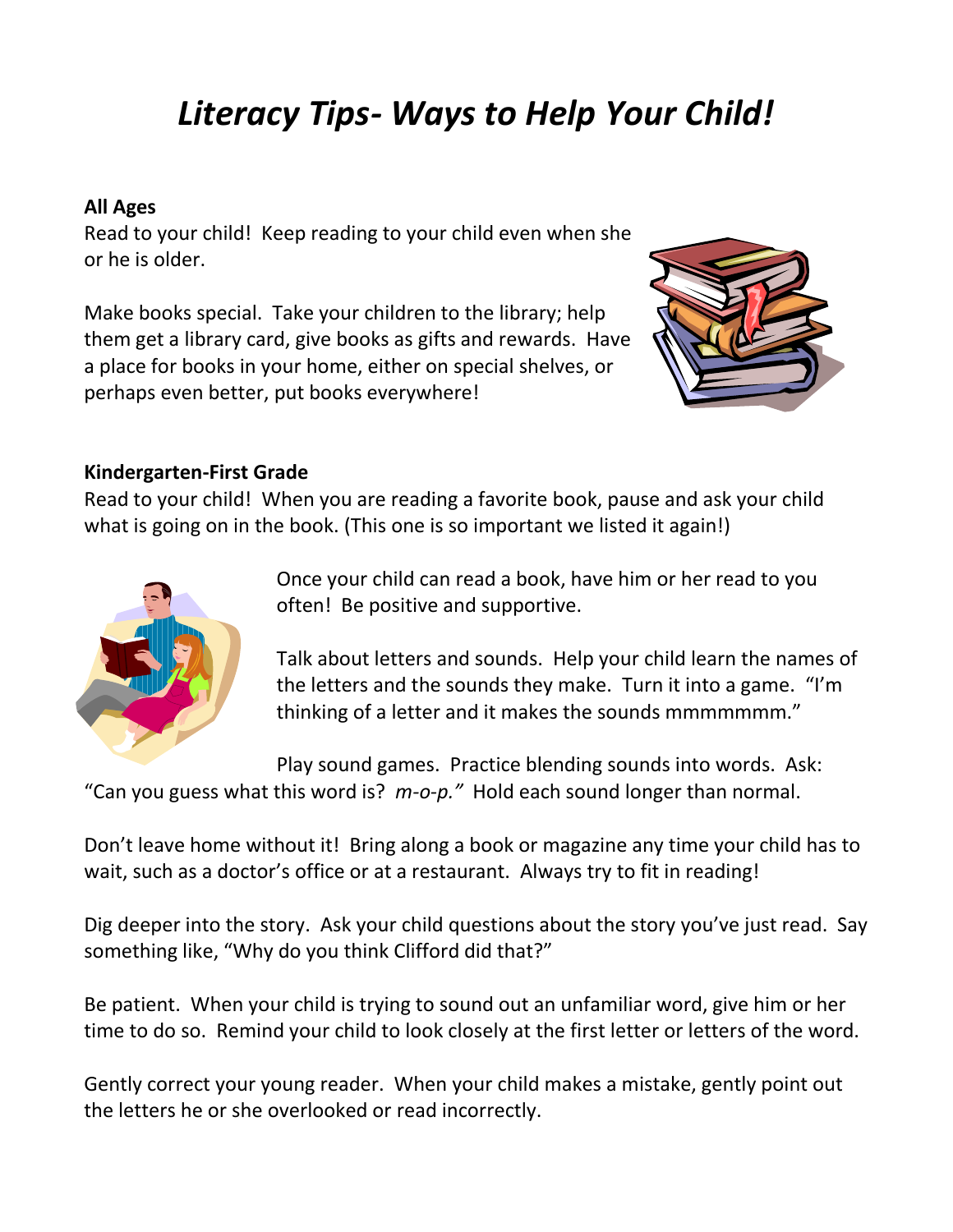# *Literacy Tips- Ways to Help Your Child!*

**All Ages**

Read to your child! Keep reading to your child even when she or he is older.

Make books special. Take your children to the library; help them get a library card, give books as gifts and rewards. Have a place for books in your home, either on special shelves, or perhaps even better, put books everywhere!

**Kindergarten-First Grade**

Read to your child! When you are reading a favorite book, pause and ask your child what is going on in the book. (This one is so important we listed it again!)

Once your child can read a book, have him or her read to you often! Be positive and supportive.

Talk about letters and sounds. Help your child learn the names of the letters and the sounds they make. Turn it into a game. "I'm thinking of a letter and it makes the sounds mmmmmmm."

Play sound games. Practice blending sounds into words. Ask: "Can you guess what this word is? *m-o-p."* Hold each sound longer than normal.

Don't leave home without it! Bring along a book or magazine any time your child has to wait, such as a doctor's office or at a restaurant. Always try to fit in reading!

Dig deeper into the story. Ask your child questions about the story you've just read. Say something like, "Why do you think Clifford did that?"

Be patient. When your child is trying to sound out an unfamiliar word, give him or her time to do so. Remind your child to look closely at the first letter or letters of the word.

Gently correct your young reader. When your child makes a mistake, gently point out the letters he or she overlooked or read incorrectly.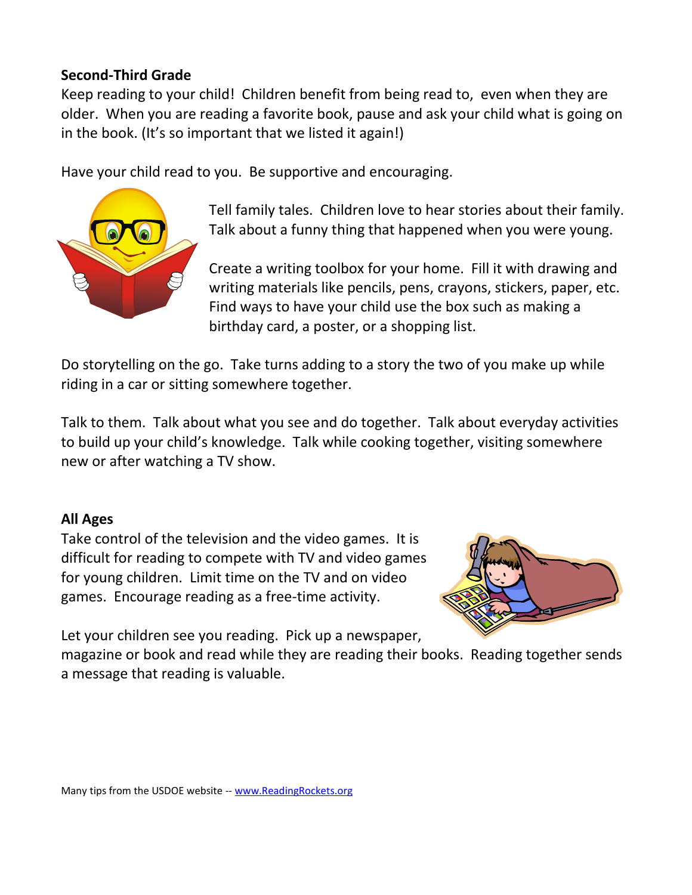**Second-Third Grade**

Keep reading to your child! Children benefit from being read to, even when they are older. When you are reading a favorite book, pause and ask your child what is going on in the book. (It's so important that we listed it again!)

Have your child read to you. Be supportive and encouraging.

Tell family tales. Children love to hear stories about their family. Talk about a funny thing that happened when you were young.

Create a writing toolbox for your home. Fill it with drawing and writing materials like pencils, pens, crayons, stickers, paper, etc. Find ways to have your child use the box such as making a birthday card, a poster, or a shopping list.

Do storytelling on the go. Take turns adding to a story the two of you make up while riding in a car or sitting somewhere together.

Talk to them. Talk about what you see and do together. Talk about everyday activities to build up your child's knowledge. Talk while cooking together, visiting somewhere new or after watching a TV show.

**All Ages**

Take control of the television and the video games. It is difficult for reading to compete with TV and video games for young children. Limit time on the TV and on video games. Encourage reading as a free-time activity.

Let your children see you reading. Pick up a newspaper, magazine or book and read while they are reading their books. Reading together sends a message that reading is valuable.

Many tips from the USDOE website -- www.ReadingRockets.org